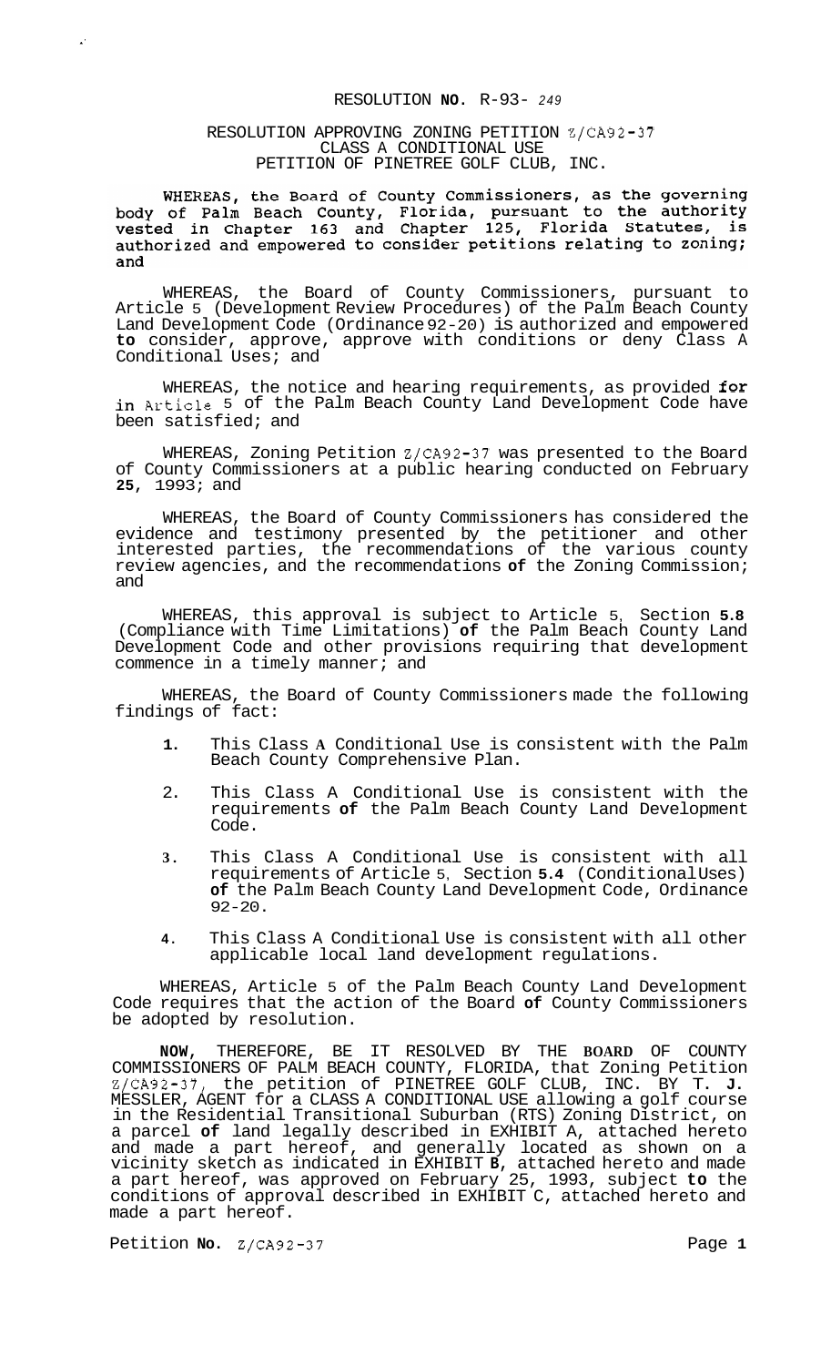# RESOLUTION NO. R-93- 249

## RESOLUTION APPROVING ZONING PETITION Z/CA92-37
## CLASS A CONDITIONAL USE
## PETITION OF PINETREE GOLF CLUB, INC.

WHEREAS, the Board of County Commissioners, as the governing body of Palm Beach County, Florida, pursuant to the authority vested in Chapter 163 and Chapter 125, Florida Statutes, is authorized and empowered to consider petitions relating to zoning; and

WHEREAS, the Board of County Commissioners, pursuant to Article 5 (Development Review Procedures) of the Palm Beach County Land Development Code (Ordinance 92-20) is authorized and empowered to consider, approve, approve with conditions or deny Class A Conditional Uses; and

WHEREAS, the notice and hearing requirements, as provided for in Article 5 of the Palm Beach County Land Development Code have been satisfied; and

WHEREAS, Zoning Petition Z/CA92-37 was presented to the Board of County Commissioners at a public hearing conducted on February 25, 1993; and

WHEREAS, the Board of County Commissioners has considered the evidence and testimony presented by the petitioner and other interested parties, the recommendations of the various county review agencies, and the recommendations of the Zoning Commission; and

WHEREAS, this approval is subject to Article 5, Section 5.8 (Compliance with Time Limitations) of the Palm Beach County Land Development Code and other provisions requiring that development commence in a timely manner; and

WHEREAS, the Board of County Commissioners made the following findings of fact:

1. This Class A Conditional Use is consistent with the Palm Beach County Comprehensive Plan.
2. This Class A Conditional Use is consistent with the requirements of the Palm Beach County Land Development Code.
3. This Class A Conditional Use is consistent with all requirements of Article 5, Section 5.4 (Conditional Uses) of the Palm Beach County Land Development Code, Ordinance 92-20.
4. This Class A Conditional Use is consistent with all other applicable local land development regulations.

WHEREAS, Article 5 of the Palm Beach County Land Development Code requires that the action of the Board of County Commissioners be adopted by resolution.

**NOW**, THEREFORE, BE IT RESOLVED BY THE **BOARD** OF COUNTY COMMISSIONERS OF PALM BEACH COUNTY, FLORIDA, that Zoning Petition Z/CA92-37, the petition of PINETREE GOLF CLUB, INC. BY T. J. MESSLER, AGENT for a CLASS A CONDITIONAL USE allowing a golf course in the Residential Transitional Suburban (RTS) Zoning District, on a parcel of land legally described in EXHIBIT A, attached hereto and made a part hereof, and generally located as shown on a vicinity sketch as indicated in EXHIBIT B, attached hereto and made a part hereof, was approved on February 25, 1993, subject to the conditions of approval described in EXHIBIT C, attached hereto and made a part hereof.

Petition No. Z/CA92-37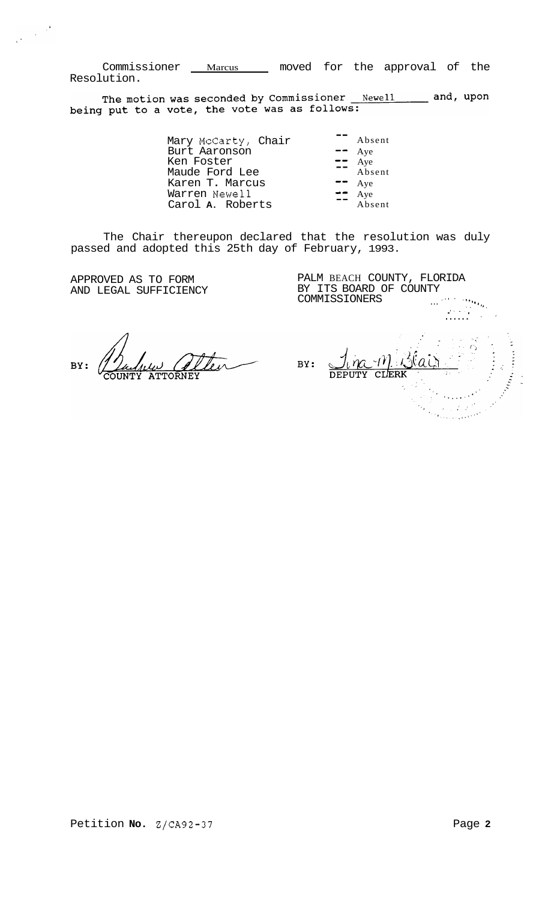Commissioner Marcus moved for the approval of the Resolution.

The motion was seconded by Commissioner Newell and, upon being put to a vote, the vote was as follows:

| | |
|---|---|
| Mary McCarty, Chair | -- Absent |
| Burt Aaronson | -- Aye |
| Ken Foster | -- Aye |
| Maude Ford Lee | -- Absent |
| Karen T. Marcus | -- Aye |
| Warren Newell | -- Aye |
| Carol A. Roberts | -- Absent |

The Chair thereupon declared that the resolution was duly passed and adopted this 25th day of February, 1993.

APPROVED AS TO FORM
AND LEGAL SUFFICIENCY

BY: COUNTY ATTORNEY

PALM BEACH COUNTY, FLORIDA
BY ITS BOARD OF COUNTY
COMMISSIONERS

BY: DEPUTY CLERK

Petition No. Z/CA92-37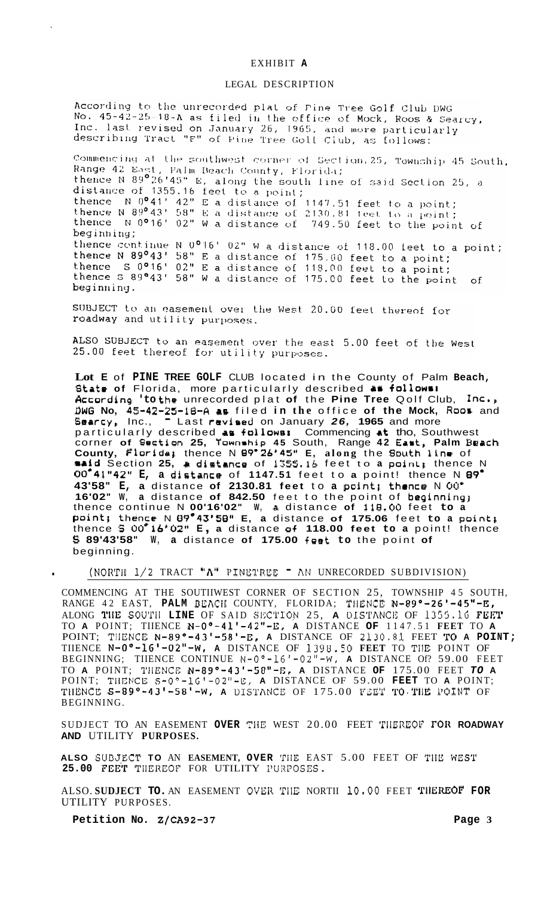# EXHIBIT A

## LEGAL DESCRIPTION

According to the unrecorded plat of Pine Tree Golf Club DWG No. 45-42-25-18-A as filed in the office of Mock, Roos & Searcy, Inc. last revised on January 26, 1965, and more particularly describing Tract "F" of Pine Tree Golf Club, as follows:

Commencing at the southwest corner of Section 25, Township 45 South, Range 42 East, Palm Beach County, Florida;
thence N 89°26'45" E, along the south line of said Section 25, a distance of 1355.16 feet to a point;
thence N 0°41' 42" E a distance of 1147.51 feet to a point;
thence N 89°43' 58" E a distance of 2130.81 feet to a point;
thence N 0°16' 02" W a distance of 749.50 feet to the point of beginning;
thence continue N 0°16' 02" W a distance of 118.00 feet to a point;
thence N 89°43' 58" E a distance of 175.00 feet to a point;
thence S 0°16' 02" E a distance of 118.00 feet to a point;
thence S 89°43' 58" W a distance of 175.00 feet to the point of beginning.

SUBJECT to an easement over the West 20.00 feet thereof for roadway and utility purposes.

ALSO SUBJECT to an easement over the east 5.00 feet of the West 25.00 feet thereof for utility purposes.

**Lot E** of **PINE TREE GOLF** CLUB located in the County of Palm **Beach,** State of Florida, more particularly described as follows: According to the unrecorded plat of the **Pine Tree** Golf Club, Inc., DWG No, 45-42-25-18-A as filed **in the** office **of the** Mock, Roos and Searcy, Inc., - Last revised on January *26,* **1965** and more particularly described as follows: Commencing at the Southwest corner of Section 25, Township 45 South, Range 42 East, Palm Beach County, Florida; thence N 89°26'45" E, along the South line of said Section 25, a distance of 1355.16 feet to a point; thence N 00°41"42" E, a distance of **1147.51** feet to a point! thence N 89° 43'58" E, **a** distance **of 2130.81 feet** to a point; thence N 00° 16'02" W, **a** distance **of 842.50** feet to the point of beginning; thence continue N **00'16'02"** W, a distance **of** 118.00 feet **to a** point; thence N 89°43'58" E, **a** distance **of 175.06** feet **to a** point; thence S 00°16'02" E, **a** distance of **118.00 feet to a** point! thence S **89'43'58"** W, **a** distance **of 175.00** feet **to** the point **of** beginning.

(NORTH 1/2 TRACT "A" PINETREE - AN UNRECORDED SUBDIVISION)

COMMENCING AT THE SOUTHWEST CORNER OF SECTION 25, TOWNSHIP 45 SOUTH, RANGE 42 EAST, **PALM** BEACH COUNTY, FLORIDA; THENCE N-89°-26'-45"-E, ALONG THE SOUTH **LINE** OF SAID SECTION 25, **A** DISTANCE OF 1355.16 FEET TO **A** POINT; THENCE N-0°-41'-42"-E, **A** DISTANCE **OF** 1147.51 **FEET** TO **A** POINT; THENCE N-89°-43'-58'-E, **A** DISTANCE OF 2130.81 FEET **TO A POINT;** THENCE N-0°-16'-02"-W, **A** DISTANCE OF 1398.50 **FEET** TO THE POINT OF BEGINNING; THENCE CONTINUE N-0°-16'-02"-W, **A** DISTANCE OF 59.00 FEET TO **A** POINT; THENCE N-89°-43'-58"-E, **A** DISTANCE **OF** 175.00 FEET ***TO* A** POINT; THENCE S-0°-16'-02"-E, **A** DISTANCE OF 59.00 **FEET** TO **A** POINT; THENCE S-89°-43'-58'-W, **A** DISTANCE OF 175.00 FEET TO THE POINT OF BEGINNING.

SUBJECT TO AN EASEMENT **OVER** THE WEST 20.00 FEET THEREOF **FOR ROADWAY AND** UTILITY **PURPOSES.**

**ALSO** SUBJECT **TO** AN **EASEMENT, OVER** THE EAST 5.00 FEET OF THE WEST **25.00** FEET THEREOF FOR UTILITY PURPOSES.

ALSO **SUBJECT TO.** AN EASEMENT OVER THE NORTH 10.00 FEET THEREOF **FOR** UTILITY PURPOSES.

**Petition No. Z/CA92-37**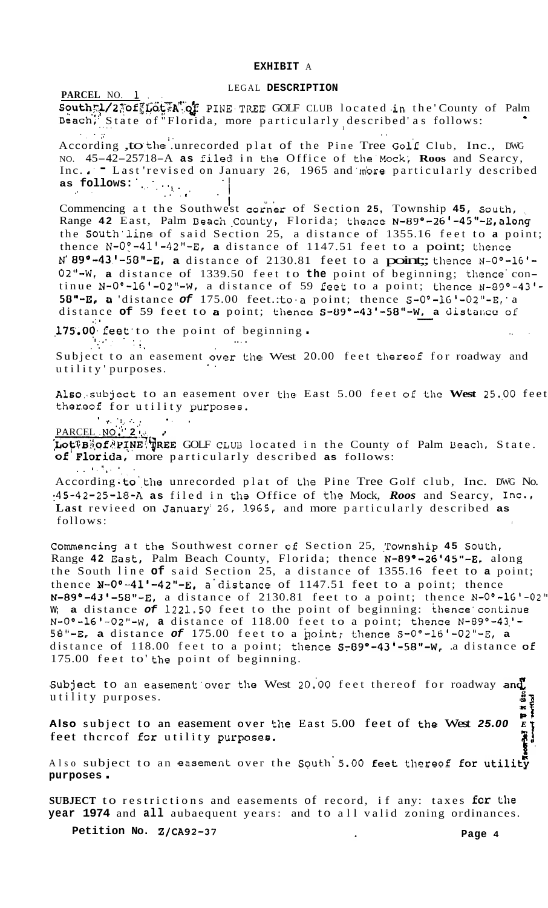# EXHIBIT A

## LEGAL DESCRIPTION

**PARCEL NO. 1**

South 1/2 of Lot A of PINE TREE GOLF CLUB located in the County of Palm Beach, State of Florida, more particularly described as follows:

According to the unrecorded plat of the Pine Tree Golf Club, Inc., DWG NO. 45–42–25718–A as filed in the Office of the Mock, **Roos** and Searcy, Inc. Last revised on January 26, 1965 and more particularly described **as follows:**

Commencing at the Southwest corner of Section 25, Township 45, South, Range 42 East, Palm Beach County, Florida; thence N-89°-26'-45"-E, along the South line of said Section 25, a distance of 1355.16 feet to a point; thence N-0°-41'-42"-E, a distance of 1147.51 feet to a point; thence N 89°-43'-58"-E, a distance of 2130.81 feet to a point; thence N-0°-16'-02"-W, a distance of 1339.50 feet to the point of beginning; thence continue N-0°-16'-02"-W, a distance of 59 feet to a point; thence N-89°-43'-58"-E, a distance of 175.00 feet to a point; thence S-0°-16'-02"-E, a distance of 59 feet to a point; thence S-89°-43'-58"-W, a distance of 175.00 feet to the point of beginning.

Subject to an easement over the West 20.00 feet thereof for roadway and utility purposes.

Also subject to an easement over the East 5.00 feet of the West 25.00 feet thereof for utility purposes.

**PARCEL NO. 2**

**Lot B of PINE TREE** GOLF CLUB located in the County of Palm Beach, State of **Florida**, more particularly described **as** follows:

According to the unrecorded plat of the Pine Tree Golf club, Inc. DWG No. 45-42-25-18-A as filed in the Office of the Mock, ***Roos*** and Searcy, Inc., **Last** revieed on January 26, 1965, and more particularly described **as** follows:

Commencing at the Southwest corner of Section 25, Township 45 South, Range 42 East, Palm Beach County, Florida; thence N-89°-26'45"-E, along the South line of said Section 25, a distance of 1355.16 feet to a point; thence N-0°-41'-42"-E, a distance of 1147.51 feet to a point; thence N-89°-43'-58"-E, a distance of 2130.81 feet to a point; thence N-0°-16'-02" W; a distance of 1221.50 feet to the point of beginning: thence continue N-0°-16'-02"-W, a distance of 118.00 feet to a point; thence N-89°-43'-58"-E, a distance of 175.00 feet to a point; thence S-0°-16'-02"-E, a distance of 118.00 feet to a point; thence S-89°-43'-58"-W, a distance of 175.00 feet to the point of beginning.

Subject to an easement over the West 20.00 feet thereof for roadway and utility purposes.

**Also** subject to an easement over the East 5.00 feet of the West *25.00* feet thereof for utility purposes.

Also subject to an easement over the South 5.00 feet thereof for utility **purposes.**

**SUBJECT** to restrictions and easements of record, if any: taxes for the **year 1974** and **all** aubaequent years: and to all valid zoning ordinances.

**Petition No. Z/CA92-37**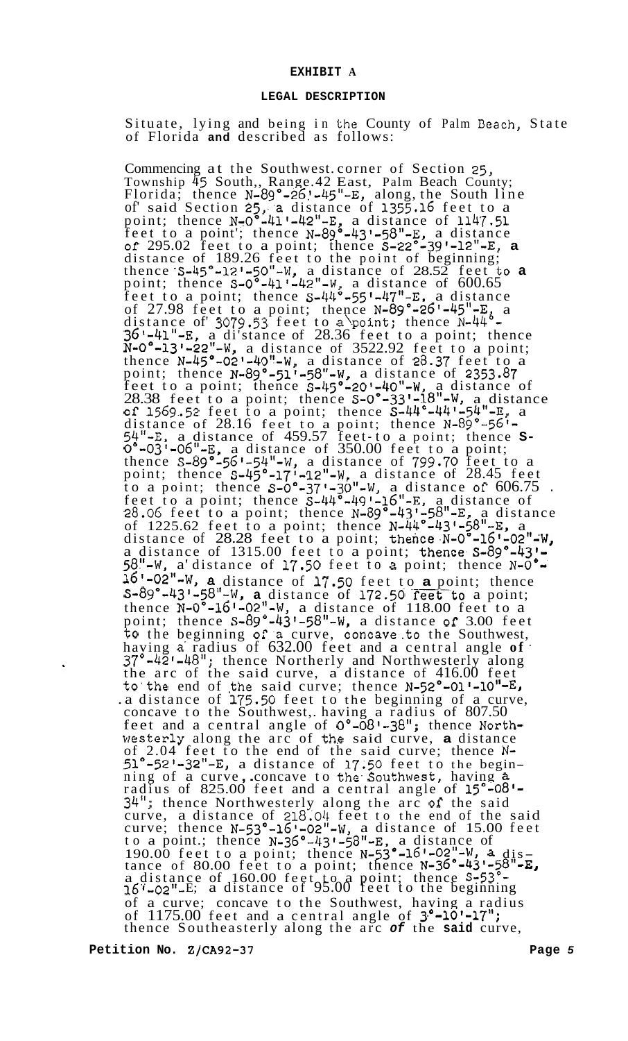**EXHIBIT A**

**LEGAL DESCRIPTION**

Situate, lying and being in the County of Palm Beach, State of Florida **and** described as follows:

Commencing at the Southwest corner of Section 25, Township 45 South, Range 42 East, Palm Beach County; Florida; thence N-89°-26'-45"-E, along the South line of said Section 25, a distance of 1355.16 feet to a point; thence N-0°-41'-42"-E, a distance of 1147.51 feet to a point; thence N-89°-43'-58"-E, a distance of 295.02 feet to a point; thence S-22°-39'-12"-E, **a** distance of 189.26 feet to the point of beginning; thence S-45°-12'-50"-W, a distance of 28.52 feet to **a** point; thence S-0°-41'-42"-W, a distance of 600.65 feet to a point; thence S-44°-55'-47"-E, a distance of 27.98 feet to a point; thence N-89°-26'-45"-E, a distance of 3079.53 feet to a point; thence N-44°-36'-41"-E, a distance of 28.36 feet to a point; thence N-0°-13'-22"-W, a distance of 3522.92 feet to a point; thence N-45°-02'-40"-W, a distance of 28.37 feet to a point; thence N-89°-51'-58"-W, a distance of 2353.87 feet to a point; thence S-45°-20'-40"-W, a distance of 28.38 feet to a point; thence S-0°-33'-18"-W, a distance of 1569.52 feet to a point; thence S-44°-44'-54"-E, a distance of 28.16 feet to a point; thence N-89°-56'-54"-E, a distance of 459.57 feet to a point; thence **S-**0°-03'-06"-E, a distance of 350.00 feet to a point; thence S-89°-56'-54"-W, a distance of 799.70 feet to a point; thence S-45°-17'-12"-W, a distance of 28.45 feet to a point; thence S-0°-37'-30"-W, a distance of 606.75 feet to a point; thence S-44°-49'-16"-E, a distance of 28.06 feet to a point; thence N-89°-43'-58"-E, a distance of 1225.62 feet to a point; thence N-44°-43'-58"-E, a distance of 28.28 feet to a point; thence N-0°-16'-02"-W, a distance of 1315.00 feet to a point; thence S-89°-43'-58"-W, a distance of 17.50 feet to a point; thence N-0°-16'-02"-W, **a** distance of 17.50 feet to **a** point; thence S-89°-43'-58"-W, **a** distance of 172.50 feet to a point; thence N-0°-16'-02"-W, a distance of 118.00 feet to a point; thence S-89°-43'-58"-W, a distance of 3.00 feet to the beginning of a curve, concave to the Southwest, having a radius of 632.00 feet and a central angle **of** 37°-42'-48"; thence Northerly and Northwesterly along the arc of the said curve, a distance of 416.00 feet to the end of the said curve; thence N-52°-01'-10"-E, a distance of 175.50 feet to the beginning of a curve, concave to the Southwest, having a radius of 807.50 feet and a central angle of 0°-08'-38"; thence Northwesterly along the arc of the said curve, **a** distance of 2.04 feet to the end of the said curve; thence N-51°-52'-32"-E, a distance of 17.50 feet to the beginning of a curve, concave to the Southwest, having a radius of 825.00 feet and a central angle of 15°-08'-34"; thence Northwesterly along the arc of the said curve, a distance of 218.04 feet to the end of the said curve; thence N-53°-16'-02"-W, a distance of 15.00 feet to a point; thence N-36°-43'-58"-E, a distance of 190.00 feet to a point; thence N-53°-16'-02"-W, a distance of 80.00 feet to a point; thence N-36°-43'-58"-E, a distance of 160.00 feet to a point; thence S-53°-16'-02"-E; a distance of 95.00 feet to the beginning of a curve; concave to the Southwest, having a radius of 1175.00 feet and a central angle of 3°-10'-17"; thence Southeasterly along the arc *of* the **said** curve,

**Petition No. Z/CA92-37**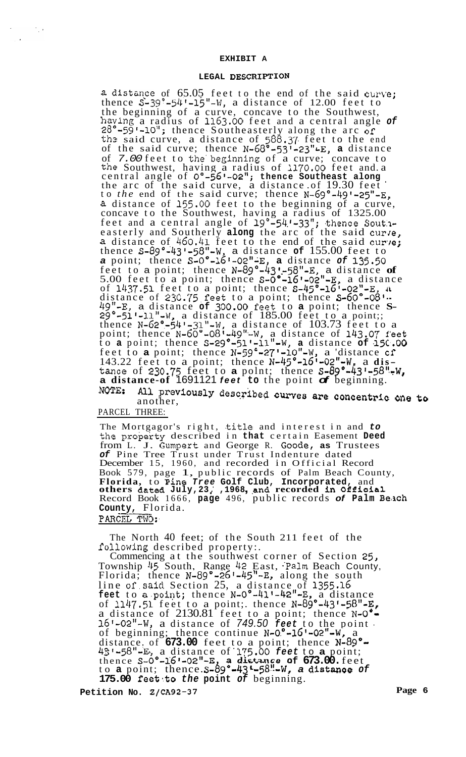**EXHIBIT A**

**LEGAL DESCRIPTION**

a distance of 65.05 feet to the end of the said curve; thence S-39°-54'-15"-W, a distance of 12.00 feet to the beginning of a curve, concave to the Southwest, having a radius of 1163.00 feet and a central angle *of* 28°-59'-10"; thence Southeasterly along the arc of the said curve, a distance of 588.37 feet to the end of the said curve; thence N-68°-53'-23"-E, **a** distance of *7.00* feet to the beginning of a curve; concave to the Southwest, having a radius of 1170.00 feet and a central angle of 0°-56'-02"; **thence Southeast along** the arc of the said curve, a distance of 19.30 feet to *the* end of the said curve; thence N-69°-49'-25"-E, a distance of 155.00 feet to the beginning of a curve, concave to the Southwest, having a radius of 1325.00 feet and a central angle of 19°-54'-33"; thence Southeasterly and Southerly **along** the arc of the said curve, a distance of 460.41 feet to the end of the said curve; thence S-89°-43'-58"-W, a distance **of** 155.00 feet to *a* point; thence S-0°-16'-02"-E, **a** distance *of* 135.50 feet to a point; thence N-89°-43'-58"-E, a distance **of** 5.00 feet to a point; thence S-0°-16'-02"-E, a distance of 1437.51 feet to a point; thence S-45°-16'-02"-E, a distance of 230.75 feet to a point; thence S-60°-08'-49"-E, a distance **of** 300.00 feet to **a** point; thence S-29°-51'-11"-W, a distance of 185.00 feet to a point;; thence N-62°-54'-31"-W, a distance of 103.73 feet to a point; thence N-60°-08'-49"-W, a distance of 143.07 feet to **a** point; thence S-29°-51'-11"-W, **a** distance **of** 150.00 feet to **a** point; thence N-59°-27'-10"-W, a distance of 143.22 feet to a point; thence N-45°-16'-02"-W, **a distance** of 230.75 feet to **a** polnt; thence S-89°-43'-58"-W, **a distance of** 1691121 *feet* **to** the point *of* beginning.

NOTE: All previously described curves are concentric one to another,

PARCEL THREE:

The Mortgagor's right, title and interest in and *to* the property described in **that** certain Easement **Deed** from L. J. Gumpert and George R. Goode, **as** Trustees *of* Pine Tree Trust under Trust Indenture dated December 15, 1960, and recorded in Official Record Book 579, page 1, public records of Palm Beach County, **Florida,** to **Pine** *Tree* **Golf Club, Incorporated,** and **others dated July, 23, ,1968, and recorded in Official** Record Book 1666, **page** 496, public records *of* **Palm Beach County,** Florida.

PARCEL TWO:

The North 40 feet; of the South 211 feet of the following described property:.

Commencing at the southwest corner of Section 25, Township 45 South, Range 42 East, Palm Beach County, Florida; thence N-89°-26'-45"-E, along the south line of said Section 25, a distance of 1355.16 **feet** to a point; thence N-0°-41'-42"-E, a distance of 1147.51 feet to a point;. thence N-89°-43'-58"-E, a distance of 2130.81 feet to a point; thence N-0°-16'-02"-W, a distance of *749.50 feet* to the point of beginning; thence continue N-0°-16'-02"-W, a distance. of **673.00** feet to a point; thence N-89°-43'-58"-E, a distance of 175.00 *feet* to **a** point; thence S-0°-16'-02"-E, **a distance of 673.00.** feet to **a** point; thence S-89°-43'-58"-W, *a* **distance** *of* **175.00 feet to** *the* **point** *of* beginning.

**Petition No. Z/CA92-37**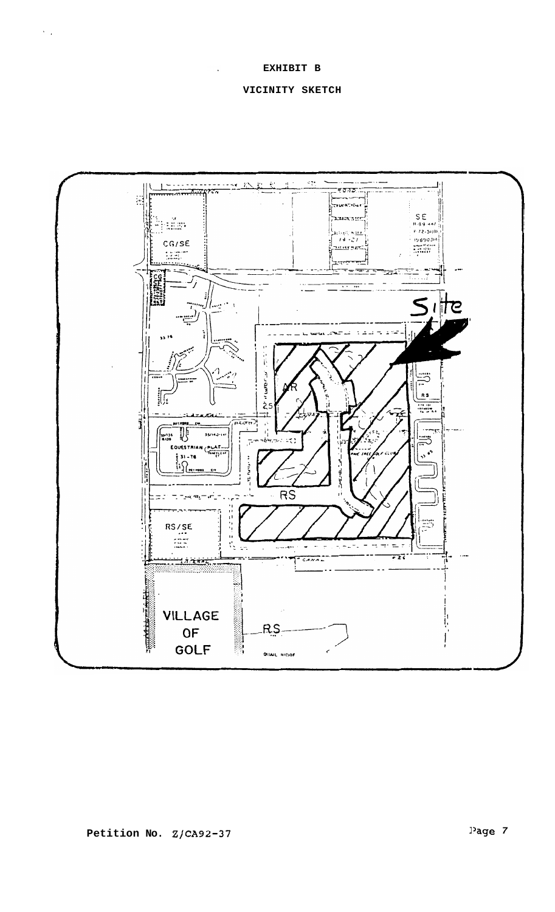# EXHIBIT B

## VICINITY SKETCH

Site

AR

RS

CG/SE

SE

RS/SE

EQUESTRIAN PLAT

VILLAGE OF GOLF

PINE TREE GOLF CLUB

CANAL

QUAIL RIDGE

Petition No. Z/CA92-37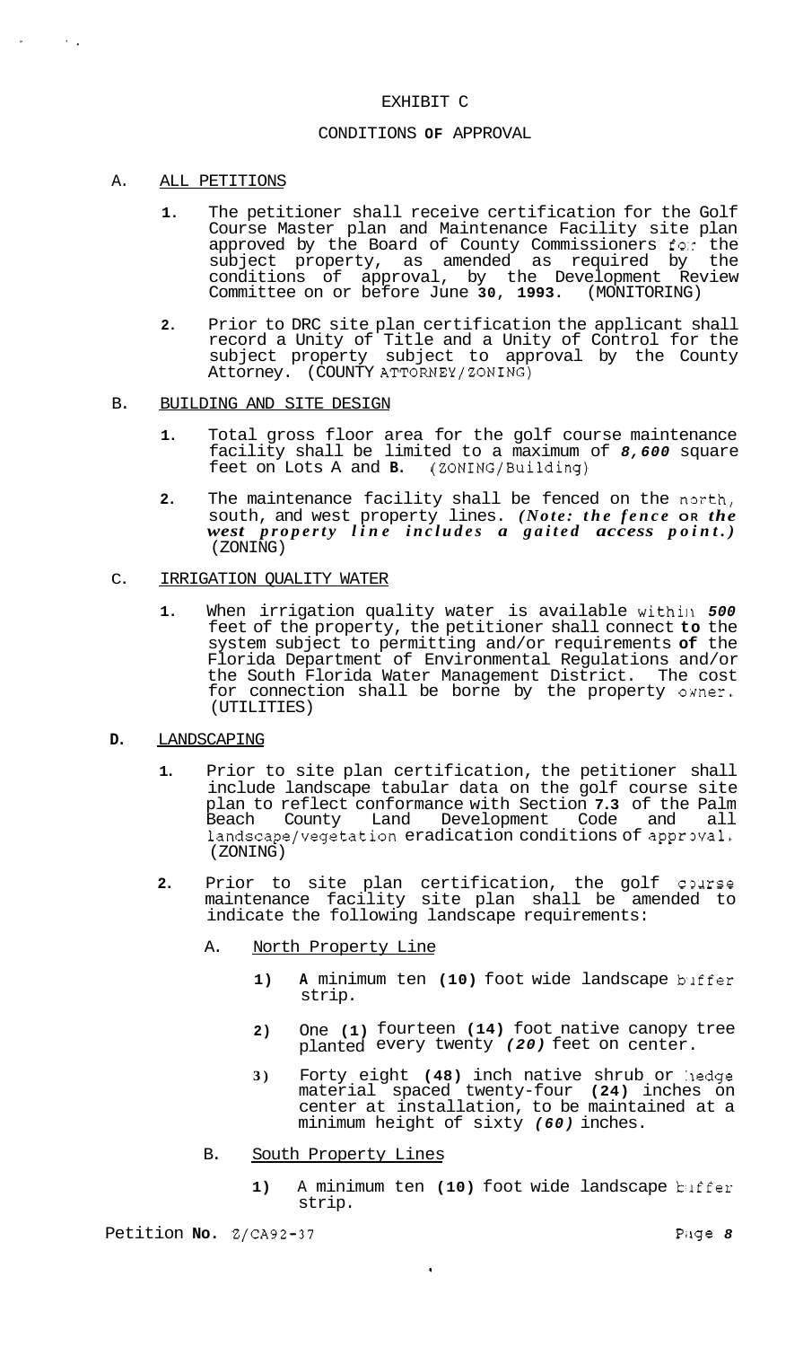# EXHIBIT C

## CONDITIONS OF APPROVAL

A. ALL PETITIONS

1. The petitioner shall receive certification for the Golf Course Master plan and Maintenance Facility site plan approved by the Board of County Commissioners for the subject property, as amended as required by the conditions of approval, by the Development Review Committee on or before June 30, 1993. (MONITORING)

2. Prior to DRC site plan certification the applicant shall record a Unity of Title and a Unity of Control for the subject property subject to approval by the County Attorney. (COUNTY ATTORNEY/ZONING)

B. BUILDING AND SITE DESIGN

1. Total gross floor area for the golf course maintenance facility shall be limited to a maximum of *8,600* square feet on Lots A and B. (ZONING/Building)

2. The maintenance facility shall be fenced on the north, south, and west property lines. *(Note: the fence on the west property line includes a gaited access point.)* (ZONING)

C. IRRIGATION QUALITY WATER

1. When irrigation quality water is available within *500* feet of the property, the petitioner shall connect to the system subject to permitting and/or requirements of the Florida Department of Environmental Regulations and/or the South Florida Water Management District. The cost for connection shall be borne by the property owner. (UTILITIES)

D. LANDSCAPING

1. Prior to site plan certification, the petitioner shall include landscape tabular data on the golf course site plan to reflect conformance with Section 7.3 of the Palm Beach County Land Development Code and all landscape/vegetation eradication conditions of approval. (ZONING)

2. Prior to site plan certification, the golf course maintenance facility site plan shall be amended to indicate the following landscape requirements:

   A. North Property Line

      1) A minimum ten (10) foot wide landscape buffer strip.

      2) One (1) fourteen (14) foot native canopy tree planted every twenty *(20)* feet on center.

      3) Forty eight (48) inch native shrub or hedge material spaced twenty-four (24) inches on center at installation, to be maintained at a minimum height of sixty *(60)* inches.

   B. South Property Lines

      1) A minimum ten (10) foot wide landscape buffer strip.

Petition No. Z/CA92-37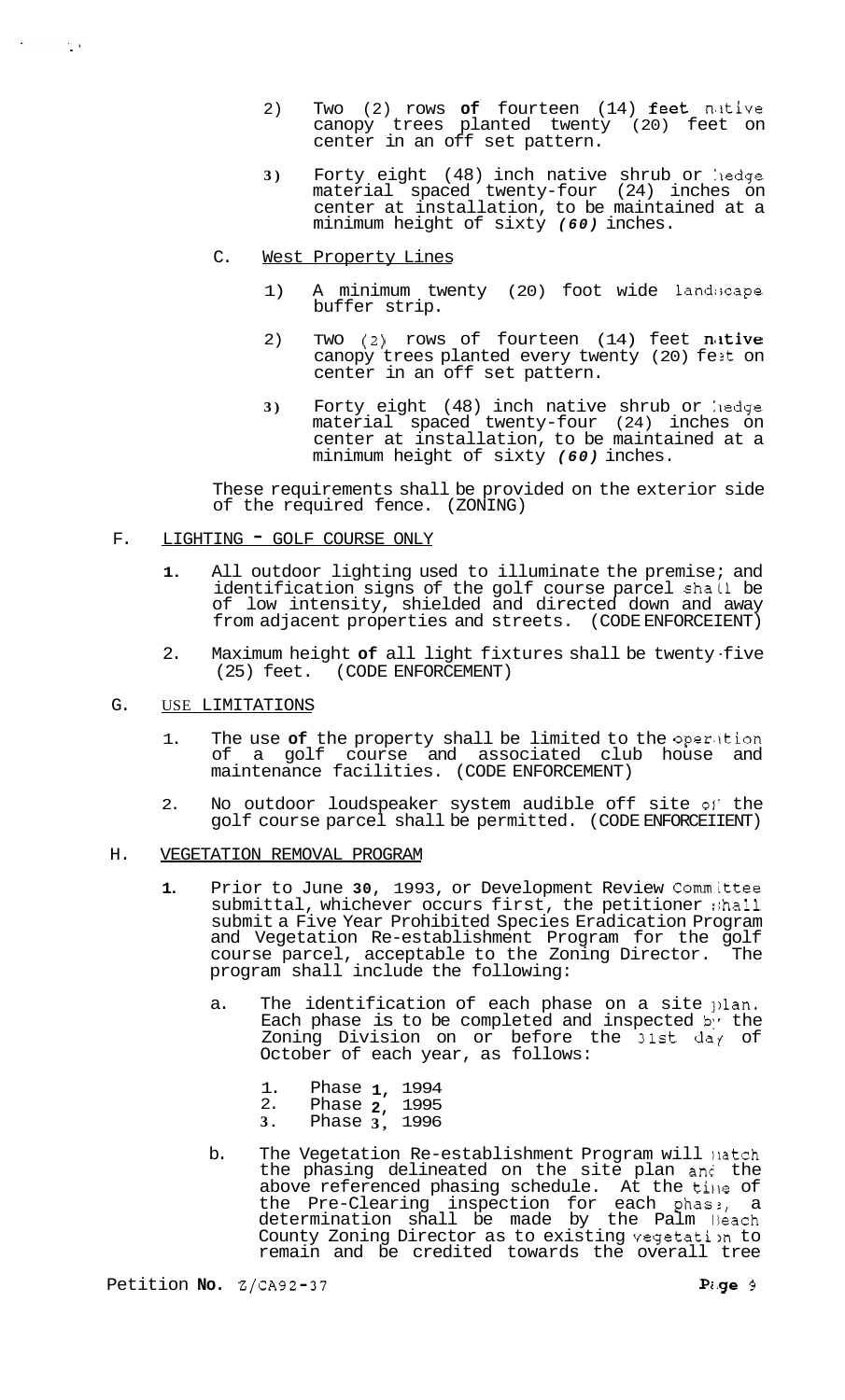2) Two (2) rows **of** fourteen (14) feet native canopy trees planted twenty (20) feet on center in an off set pattern.

3) Forty eight (48) inch native shrub or hedge material spaced twenty-four (24) inches on center at installation, to be maintained at a minimum height of sixty *(60)* inches.

C. West Property Lines

1) A minimum twenty (20) foot wide landscape buffer strip.

2) TWO (2) rows of fourteen (14) feet **native** canopy trees planted every twenty (20) feet on center in an off set pattern.

3) Forty eight (48) inch native shrub or hedge material spaced twenty-four (24) inches on center at installation, to be maintained at a minimum height of sixty *(60)* inches.

These requirements shall be provided on the exterior side of the required fence. (ZONING)

F. LIGHTING - GOLF COURSE ONLY

1. All outdoor lighting used to illuminate the premise; and identification signs of the golf course parcel shall be of low intensity, shielded and directed down and away from adjacent properties and streets. (CODE ENFORCEMENT)

2. Maximum height **of** all light fixtures shall be twenty-five (25) feet. (CODE ENFORCEMENT)

G. USE LIMITATIONS

1. The use **of** the property shall be limited to the operation of a golf course and associated club house and maintenance facilities. (CODE ENFORCEMENT)

2. No outdoor loudspeaker system audible off site of the golf course parcel shall be permitted. (CODE ENFORCEMENT)

H. VEGETATION REMOVAL PROGRAM

1. Prior to June **30**, 1993, or Development Review Committee submittal, whichever occurs first, the petitioner shall submit a Five Year Prohibited Species Eradication Program and Vegetation Re-establishment Program for the golf course parcel, acceptable to the Zoning Director. The program shall include the following:

   a. The identification of each phase on a site plan. Each phase is to be completed and inspected by the Zoning Division on or before the 31st day of October of each year, as follows:

      1. Phase **1**, 1994
      2. Phase **2**, 1995
      3. Phase **3**, 1996

   b. The Vegetation Re-establishment Program will match the phasing delineated on the site plan and the above referenced phasing schedule. At the time of the Pre-Clearing inspection for each phase, a determination shall be made by the Palm Beach County Zoning Director as to existing vegetation to remain and be credited towards the overall tree

Petition **No.** Z/CA92-37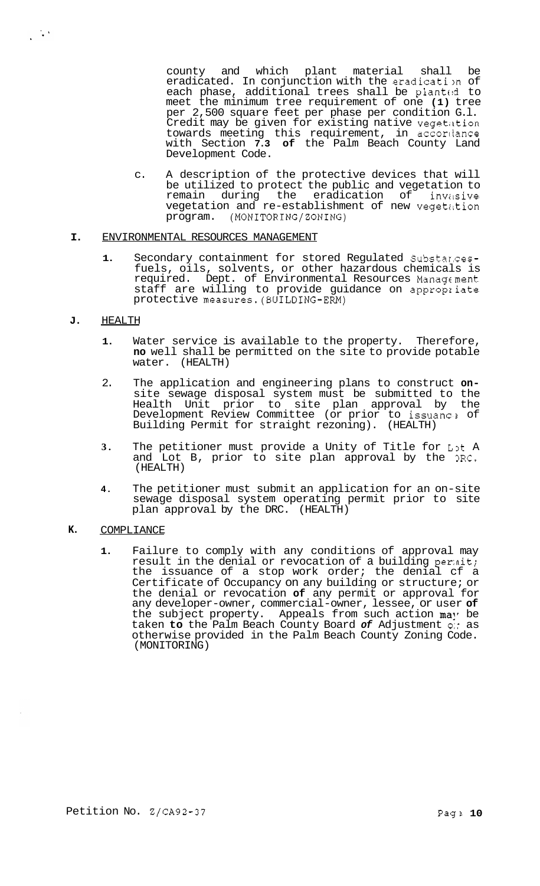county and which plant material shall be eradicated. In conjunction with the eradication of each phase, additional trees shall be planted to meet the minimum tree requirement of one **(1)** tree per 2,500 square feet per phase per condition G.1. Credit may be given for existing native vegetation towards meeting this requirement, in accordance with Section **7.3 of** the Palm Beach County Land Development Code.

c. A description of the protective devices that will be utilized to protect the public and vegetation to remain during the eradication of invasive vegetation and re-establishment of new vegetation program. (MONITORING/ZONING)

**I.** ENVIRONMENTAL RESOURCES MANAGEMENT

1. Secondary containment for stored Regulated Substances-fuels, oils, solvents, or other hazardous chemicals is required. Dept. of Environmental Resources Management staff are willing to provide guidance on appropriate protective measures. (BUILDING-ERM)

**J.** HEALTH

1. Water service is available to the property. Therefore, **no** well shall be permitted on the site to provide potable water. (HEALTH)

2. The application and engineering plans to construct **on-**site sewage disposal system must be submitted to the Health Unit prior to site plan approval by the Development Review Committee (or prior to issuance of Building Permit for straight rezoning). (HEALTH)

3. The petitioner must provide a Unity of Title for Lot A and Lot B, prior to site plan approval by the DRC. (HEALTH)

4. The petitioner must submit an application for an on-site sewage disposal system operating permit prior to site plan approval by the DRC. (HEALTH)

**K.** COMPLIANCE

1. Failure to comply with any conditions of approval may result in the denial or revocation of a building permit; the issuance of a stop work order; the denial of a Certificate of Occupancy on any building or structure; or the denial or revocation **of** any permit or approval for any developer-owner, commercial-owner, lessee, or user **of** the subject property. Appeals from such action may be taken **to** the Palm Beach County Board ***of*** Adjustment or as otherwise provided in the Palm Beach County Zoning Code. (MONITORING)

Petition No. Z/CA92-37